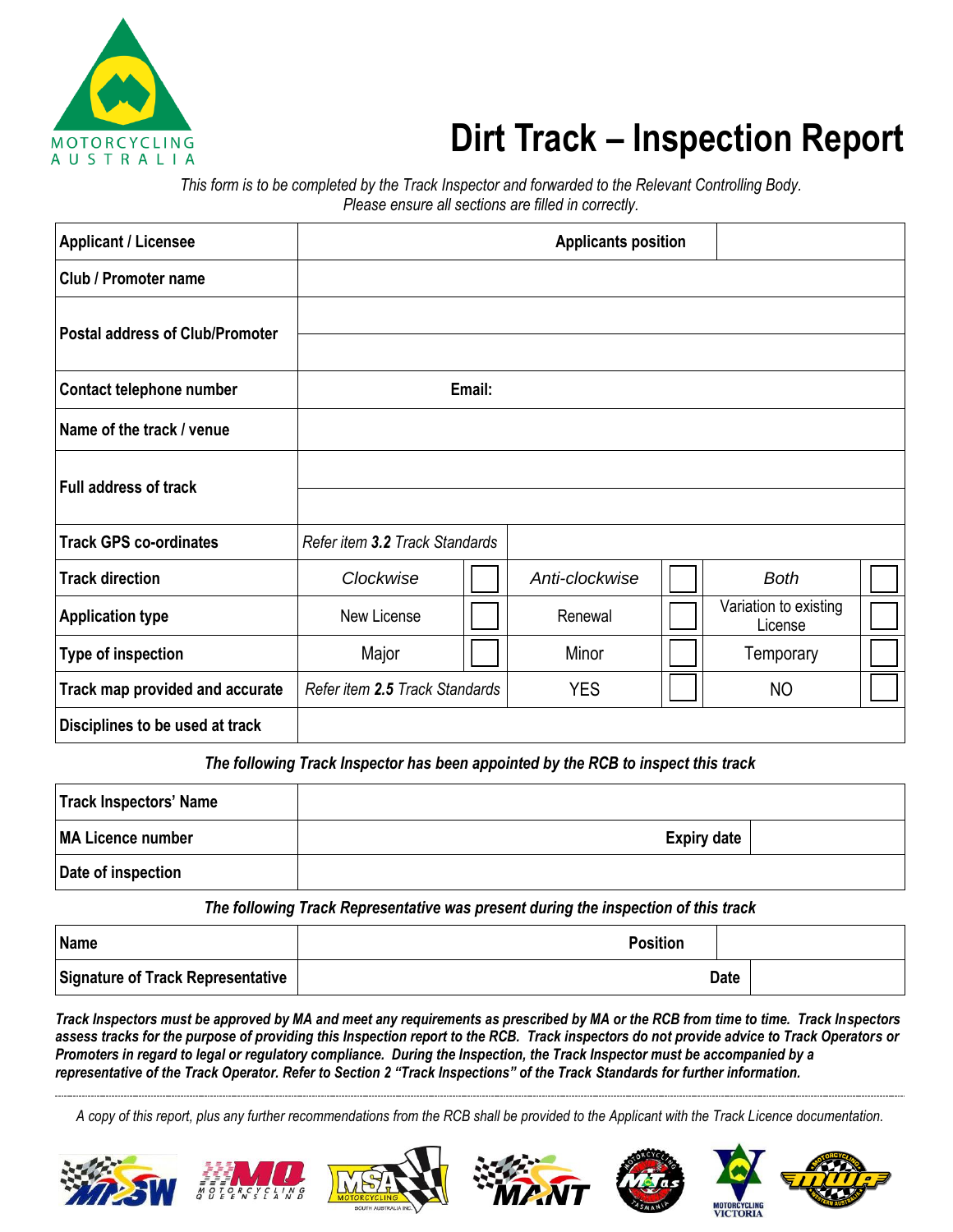MOTORCYCLING AUSTRALIA

# Dirt Track – Inspection Report

*This form is to be completed by the Track Inspector and forwarded to the Relevant Controlling Body.*
*Please ensure all sections are filled in correctly.*

| | | | | | | |
|---|---|---|---|---|---|---|
| **Applicant / Licensee** | | | **Applicants position** | | | |
| **Club / Promoter name** | | | | | | |
| **Postal address of Club/Promoter** | | | | | | |
| **Contact telephone number** | | | **Email:** | | | |
| **Name of the track / venue** | | | | | | |
| **Full address of track** | | | | | | |
| **Track GPS co-ordinates** | *Refer item **3.2** Track Standards* | | | | | |
| **Track direction** | *Clockwise* | ☐ | *Anti-clockwise* | ☐ | *Both* | ☐ |
| **Application type** | New License | ☐ | Renewal | ☐ | Variation to existing License | ☐ |
| **Type of inspection** | Major | ☐ | Minor | ☐ | Temporary | ☐ |
| **Track map provided and accurate** | *Refer item **2.5** Track Standards* | | YES | ☐ | NO | ☐ |
| **Disciplines to be used at track** | | | | | | |

***The following Track Inspector has been appointed by the RCB to inspect this track***

| | | | |
|---|---|---|---|
| **Track Inspectors' Name** | | | |
| **MA Licence number** | | **Expiry date** | |
| **Date of inspection** | | | |

***The following Track Representative was present during the inspection of this track***

| | | | |
|---|---|---|---|
| **Name** | | **Position** | |
| **Signature of Track Representative** | | **Date** | |

***Track Inspectors must be approved by MA and meet any requirements as prescribed by MA or the RCB from time to time. Track Inspectors assess tracks for the purpose of providing this Inspection report to the RCB. Track inspectors do not provide advice to Track Operators or Promoters in regard to legal or regulatory compliance. During the Inspection, the Track Inspector must be accompanied by a representative of the Track Operator. Refer to Section 2 "Track Inspections" of the Track Standards for further information.***

*A copy of this report, plus any further recommendations from the RCB shall be provided to the Applicant with the Track Licence documentation.*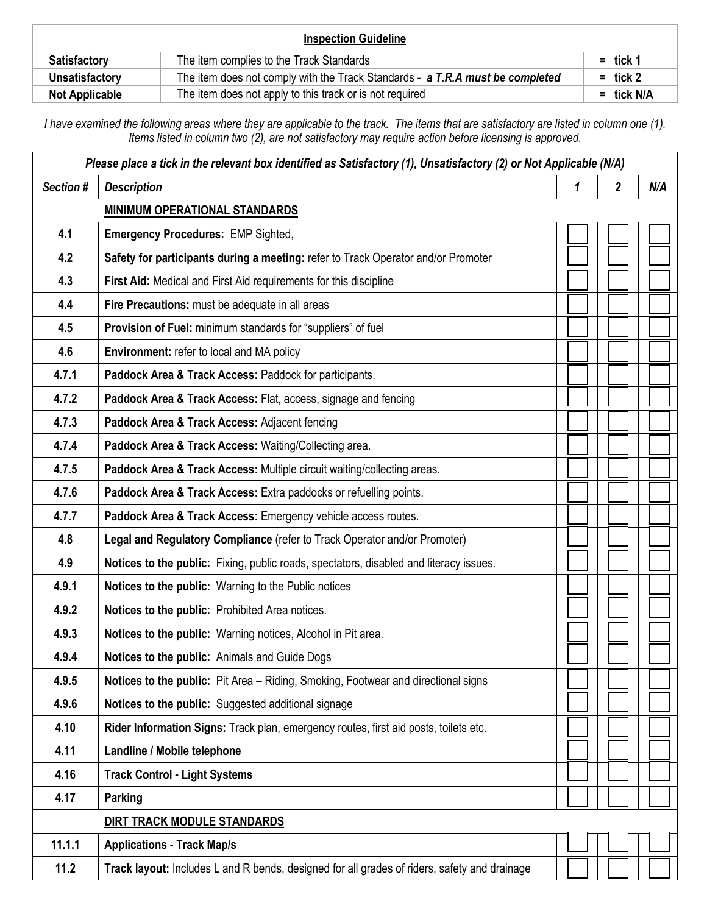| Inspection Guideline | | |
|---|---|---|
| **Satisfactory** | The item complies to the Track Standards | = tick 1 |
| **Unsatisfactory** | The item does not comply with the Track Standards - ***a T.R.A must be completed*** | = tick 2 |
| **Not Applicable** | The item does not apply to this track or is not required | = tick N/A |

*I have examined the following areas where they are applicable to the track. The items that are satisfactory are listed in column one (1). Items listed in column two (2), are not satisfactory may require action before licensing is approved.*

| ***Please place a tick in the relevant box identified as Satisfactory (1), Unsatisfactory (2) or Not Applicable (N/A)*** | | | | |
|---|---|---|---|---|
| ***Section #*** | ***Description*** | ***1*** | ***2*** | ***N/A*** |
| | **MINIMUM OPERATIONAL STANDARDS** | | | |
| **4.1** | **Emergency Procedures:** EMP Sighted, | ☐ | ☐ | ☐ |
| **4.2** | **Safety for participants during a meeting:** refer to Track Operator and/or Promoter | ☐ | ☐ | ☐ |
| **4.3** | **First Aid:** Medical and First Aid requirements for this discipline | ☐ | ☐ | ☐ |
| **4.4** | **Fire Precautions:** must be adequate in all areas | ☐ | ☐ | ☐ |
| **4.5** | **Provision of Fuel:** minimum standards for "suppliers" of fuel | ☐ | ☐ | ☐ |
| **4.6** | **Environment:** refer to local and MA policy | ☐ | ☐ | ☐ |
| **4.7.1** | **Paddock Area & Track Access:** Paddock for participants. | ☐ | ☐ | ☐ |
| **4.7.2** | **Paddock Area & Track Access:** Flat, access, signage and fencing | ☐ | ☐ | ☐ |
| **4.7.3** | **Paddock Area & Track Access:** Adjacent fencing | ☐ | ☐ | ☐ |
| **4.7.4** | **Paddock Area & Track Access:** Waiting/Collecting area. | ☐ | ☐ | ☐ |
| **4.7.5** | **Paddock Area & Track Access:** Multiple circuit waiting/collecting areas. | ☐ | ☐ | ☐ |
| **4.7.6** | **Paddock Area & Track Access:** Extra paddocks or refuelling points. | ☐ | ☐ | ☐ |
| **4.7.7** | **Paddock Area & Track Access:** Emergency vehicle access routes. | ☐ | ☐ | ☐ |
| **4.8** | **Legal and Regulatory Compliance** (refer to Track Operator and/or Promoter) | ☐ | ☐ | ☐ |
| **4.9** | **Notices to the public:** Fixing, public roads, spectators, disabled and literacy issues. | ☐ | ☐ | ☐ |
| **4.9.1** | **Notices to the public:** Warning to the Public notices | ☐ | ☐ | ☐ |
| **4.9.2** | **Notices to the public:** Prohibited Area notices. | ☐ | ☐ | ☐ |
| **4.9.3** | **Notices to the public:** Warning notices, Alcohol in Pit area. | ☐ | ☐ | ☐ |
| **4.9.4** | **Notices to the public:** Animals and Guide Dogs | ☐ | ☐ | ☐ |
| **4.9.5** | **Notices to the public:** Pit Area – Riding, Smoking, Footwear and directional signs | ☐ | ☐ | ☐ |
| **4.9.6** | **Notices to the public:** Suggested additional signage | ☐ | ☐ | ☐ |
| **4.10** | **Rider Information Signs:** Track plan, emergency routes, first aid posts, toilets etc. | ☐ | ☐ | ☐ |
| **4.11** | **Landline / Mobile telephone** | ☐ | ☐ | ☐ |
| **4.16** | **Track Control - Light Systems** | ☐ | ☐ | ☐ |
| **4.17** | **Parking** | ☐ | ☐ | ☐ |
| | **DIRT TRACK MODULE STANDARDS** | | | |
| **11.1.1** | **Applications - Track Map/s** | ☐ | ☐ | ☐ |
| **11.2** | **Track layout:** Includes L and R bends, designed for all grades of riders, safety and drainage | ☐ | ☐ | ☐ |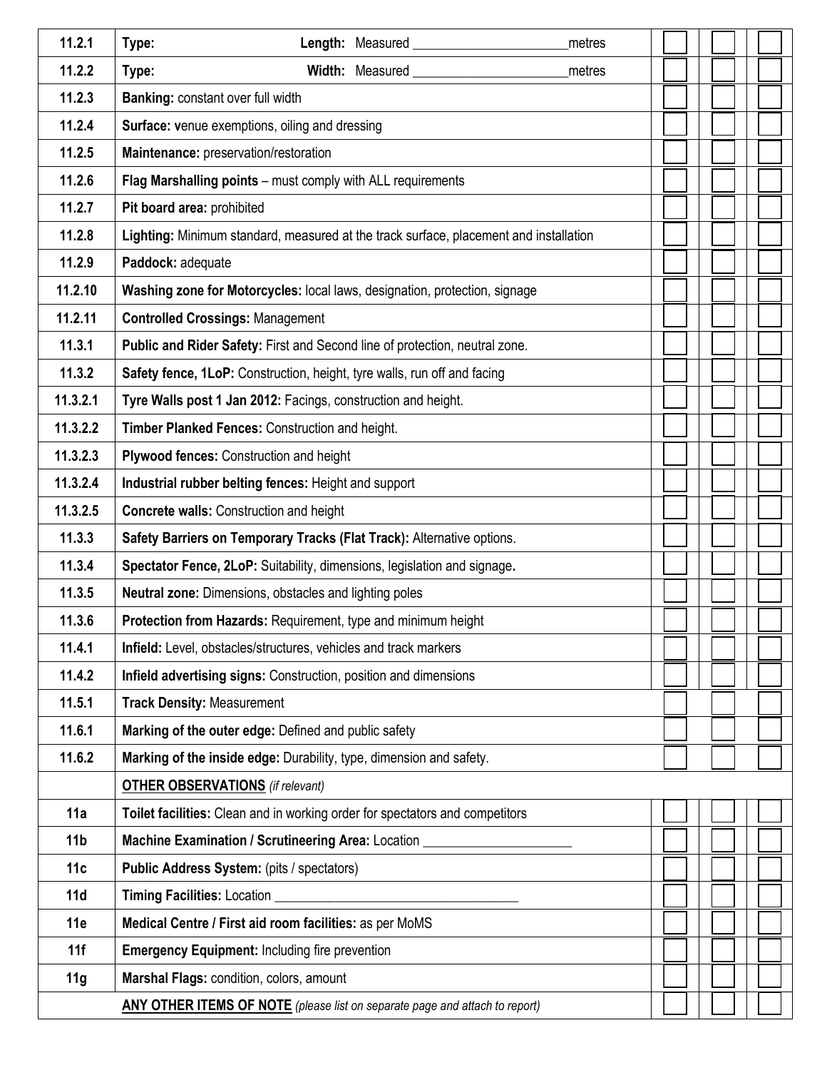| | | | | |
|---|---|---|---|---|
| 11.2.1 | **Type:** **Length:** Measured ______________________metres | | | |
| 11.2.2 | **Type:** **Width:** Measured ______________________metres | | | |
| 11.2.3 | **Banking:** constant over full width | | | |
| 11.2.4 | **Surface:** venue exemptions, oiling and dressing | | | |
| 11.2.5 | **Maintenance:** preservation/restoration | | | |
| 11.2.6 | **Flag Marshalling points** – must comply with ALL requirements | | | |
| 11.2.7 | **Pit board area:** prohibited | | | |
| 11.2.8 | **Lighting:** Minimum standard, measured at the track surface, placement and installation | | | |
| 11.2.9 | **Paddock:** adequate | | | |
| 11.2.10 | **Washing zone for Motorcycles:** local laws, designation, protection, signage | | | |
| 11.2.11 | **Controlled Crossings:** Management | | | |
| 11.3.1 | **Public and Rider Safety:** First and Second line of protection, neutral zone. | | | |
| 11.3.2 | **Safety fence, 1LoP:** Construction, height, tyre walls, run off and facing | | | |
| 11.3.2.1 | **Tyre Walls post 1 Jan 2012:** Facings, construction and height. | | | |
| 11.3.2.2 | **Timber Planked Fences:** Construction and height. | | | |
| 11.3.2.3 | **Plywood fences:** Construction and height | | | |
| 11.3.2.4 | **Industrial rubber belting fences:** Height and support | | | |
| 11.3.2.5 | **Concrete walls:** Construction and height | | | |
| 11.3.3 | **Safety Barriers on Temporary Tracks (Flat Track):** Alternative options. | | | |
| 11.3.4 | **Spectator Fence, 2LoP:** Suitability, dimensions, legislation and signage**.** | | | |
| 11.3.5 | **Neutral zone:** Dimensions, obstacles and lighting poles | | | |
| 11.3.6 | **Protection from Hazards:** Requirement, type and minimum height | | | |
| 11.4.1 | **Infield:** Level, obstacles/structures, vehicles and track markers | | | |
| 11.4.2 | **Infield advertising signs:** Construction, position and dimensions | | | |
| 11.5.1 | **Track Density:** Measurement | | | |
| 11.6.1 | **Marking of the outer edge:** Defined and public safety | | | |
| 11.6.2 | **Marking of the inside edge:** Durability, type, dimension and safety. | | | |
| | **OTHER OBSERVATIONS** *(if relevant)* | | | |
| 11a | **Toilet facilities:** Clean and in working order for spectators and competitors | | | |
| 11b | **Machine Examination / Scrutineering Area:** Location ______________________ | | | |
| 11c | **Public Address System:** (pits / spectators) | | | |
| 11d | **Timing Facilities:** Location ____________________________________ | | | |
| 11e | **Medical Centre / First aid room facilities:** as per MoMS | | | |
| 11f | **Emergency Equipment:** Including fire prevention | | | |
| 11g | **Marshal Flags:** condition, colors, amount | | | |
| | **ANY OTHER ITEMS OF NOTE** *(please list on separate page and attach to report)* | | | |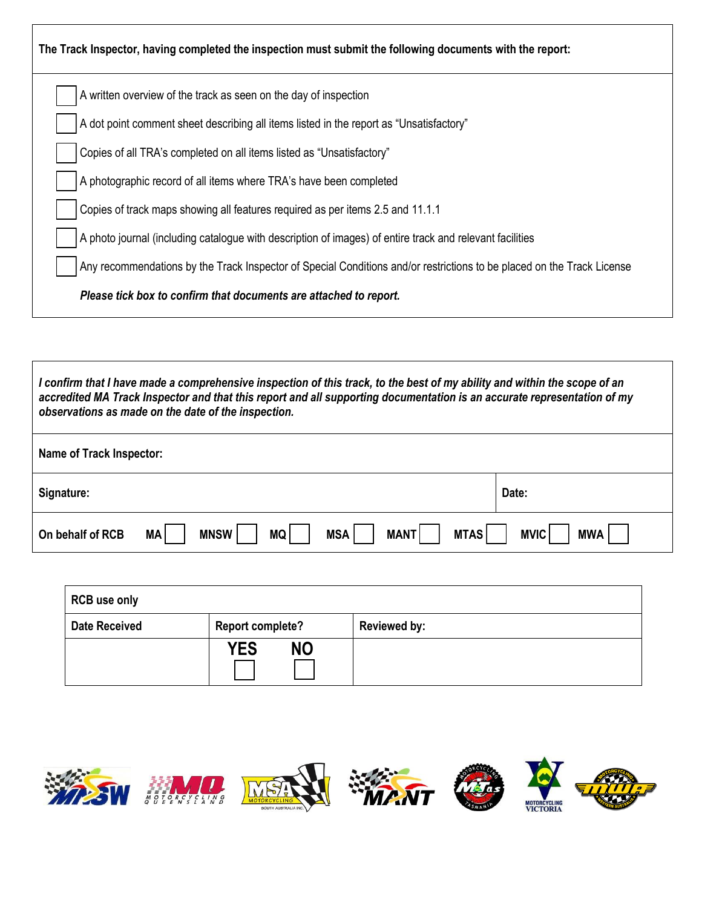**The Track Inspector, having completed the inspection must submit the following documents with the report:**

- ☐ A written overview of the track as seen on the day of inspection
- ☐ A dot point comment sheet describing all items listed in the report as "Unsatisfactory"
- ☐ Copies of all TRA's completed on all items listed as "Unsatisfactory"
- ☐ A photographic record of all items where TRA's have been completed
- ☐ Copies of track maps showing all features required as per items 2.5 and 11.1.1
- ☐ A photo journal (including catalogue with description of images) of entire track and relevant facilities
- ☐ Any recommendations by the Track Inspector of Special Conditions and/or restrictions to be placed on the Track License

***Please tick box to confirm that documents are attached to report.***

***I confirm that I have made a comprehensive inspection of this track, to the best of my ability and within the scope of an accredited MA Track Inspector and that this report and all supporting documentation is an accurate representation of my observations as made on the date of the inspection.***

**Name of Track Inspector:**

**Signature:** | **Date:**

**On behalf of RCB** MA ☐ MNSW ☐ MQ ☐ MSA ☐ MANT ☐ MTAS ☐ MVIC ☐ MWA ☐

| **RCB use only** | | |
|---|---|---|
| **Date Received** | **Report complete?** | **Reviewed by:** |
| | **YES** ☐ **NO** ☐ | |